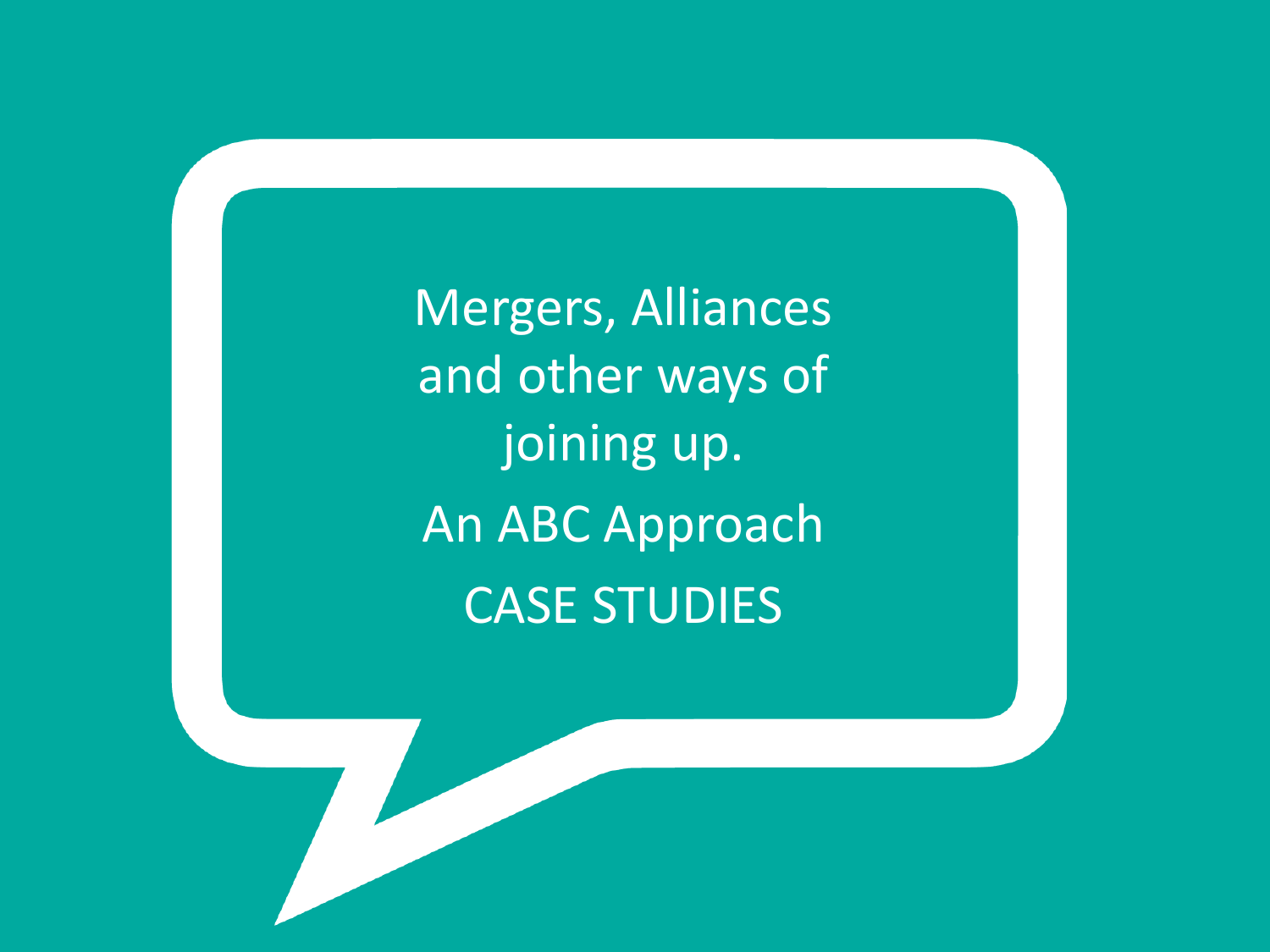# Mergers, Alliances and other ways of joining up.

## An ABC Approach

## CASE STUDIES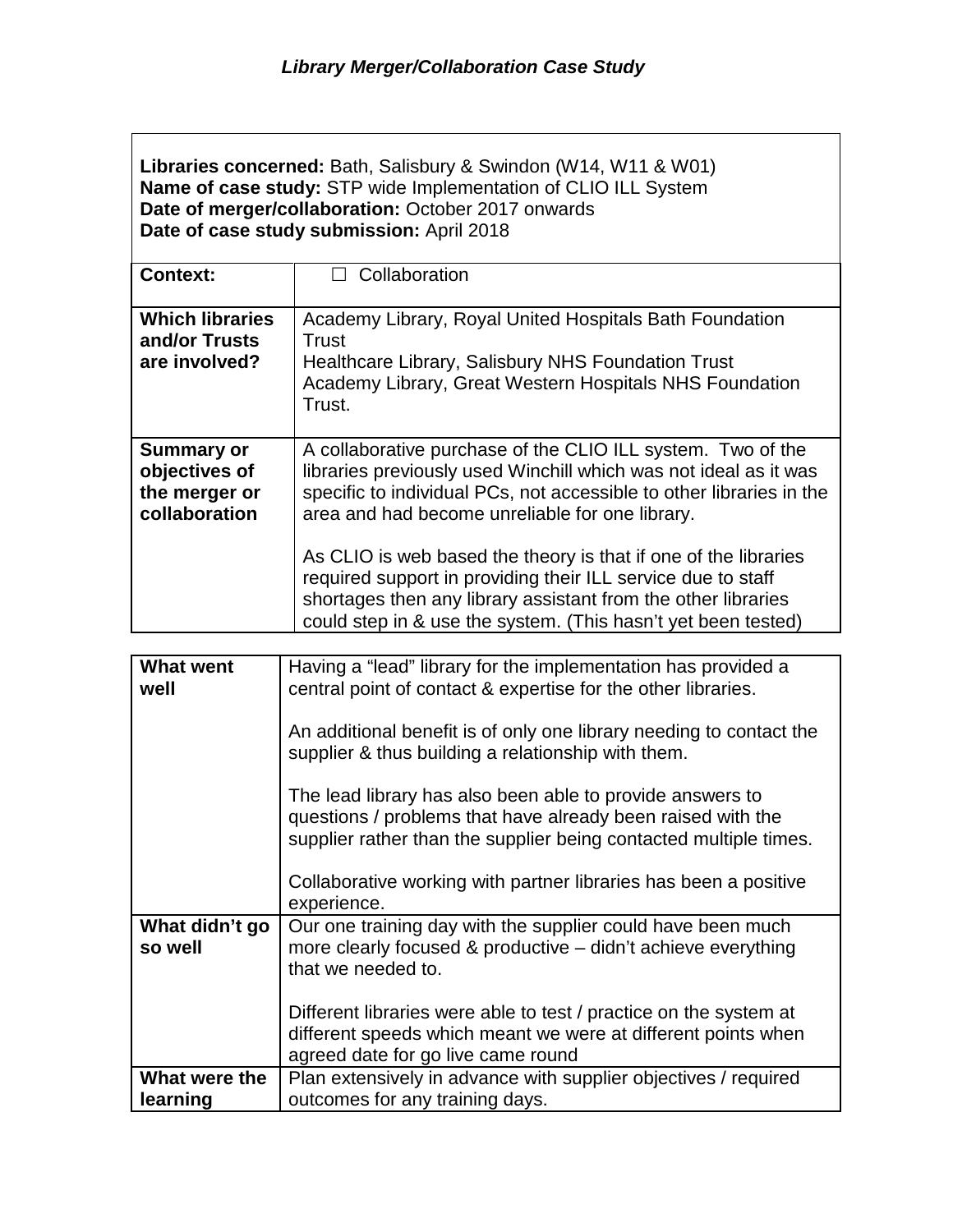### *Library Merger/Collaboration Case Study*

**Libraries concerned:** Bath, Salisbury & Swindon (W14, W11 & W01)
**Name of case study:** STP wide Implementation of CLIO ILL System
**Date of merger/collaboration:** October 2017 onwards
**Date of case study submission:** April 2018

| | |
|---|---|
| **Context:** | ☐ Collaboration |
| **Which libraries and/or Trusts are involved?** | Academy Library, Royal United Hospitals Bath Foundation Trust<br>Healthcare Library, Salisbury NHS Foundation Trust<br>Academy Library, Great Western Hospitals NHS Foundation Trust. |
| **Summary or objectives of the merger or collaboration** | A collaborative purchase of the CLIO ILL system. Two of the libraries previously used Winchill which was not ideal as it was specific to individual PCs, not accessible to other libraries in the area and had become unreliable for one library.<br><br>As CLIO is web based the theory is that if one of the libraries required support in providing their ILL service due to staff shortages then any library assistant from the other libraries could step in & use the system. (This hasn't yet been tested) |

| | |
|---|---|
| **What went well** | Having a "lead" library for the implementation has provided a central point of contact & expertise for the other libraries.<br><br>An additional benefit is of only one library needing to contact the supplier & thus building a relationship with them.<br><br>The lead library has also been able to provide answers to questions / problems that have already been raised with the supplier rather than the supplier being contacted multiple times.<br><br>Collaborative working with partner libraries has been a positive experience. |
| **What didn't go so well** | Our one training day with the supplier could have been much more clearly focused & productive – didn't achieve everything that we needed to.<br><br>Different libraries were able to test / practice on the system at different speeds which meant we were at different points when agreed date for go live came round |
| **What were the learning** | Plan extensively in advance with supplier objectives / required outcomes for any training days. |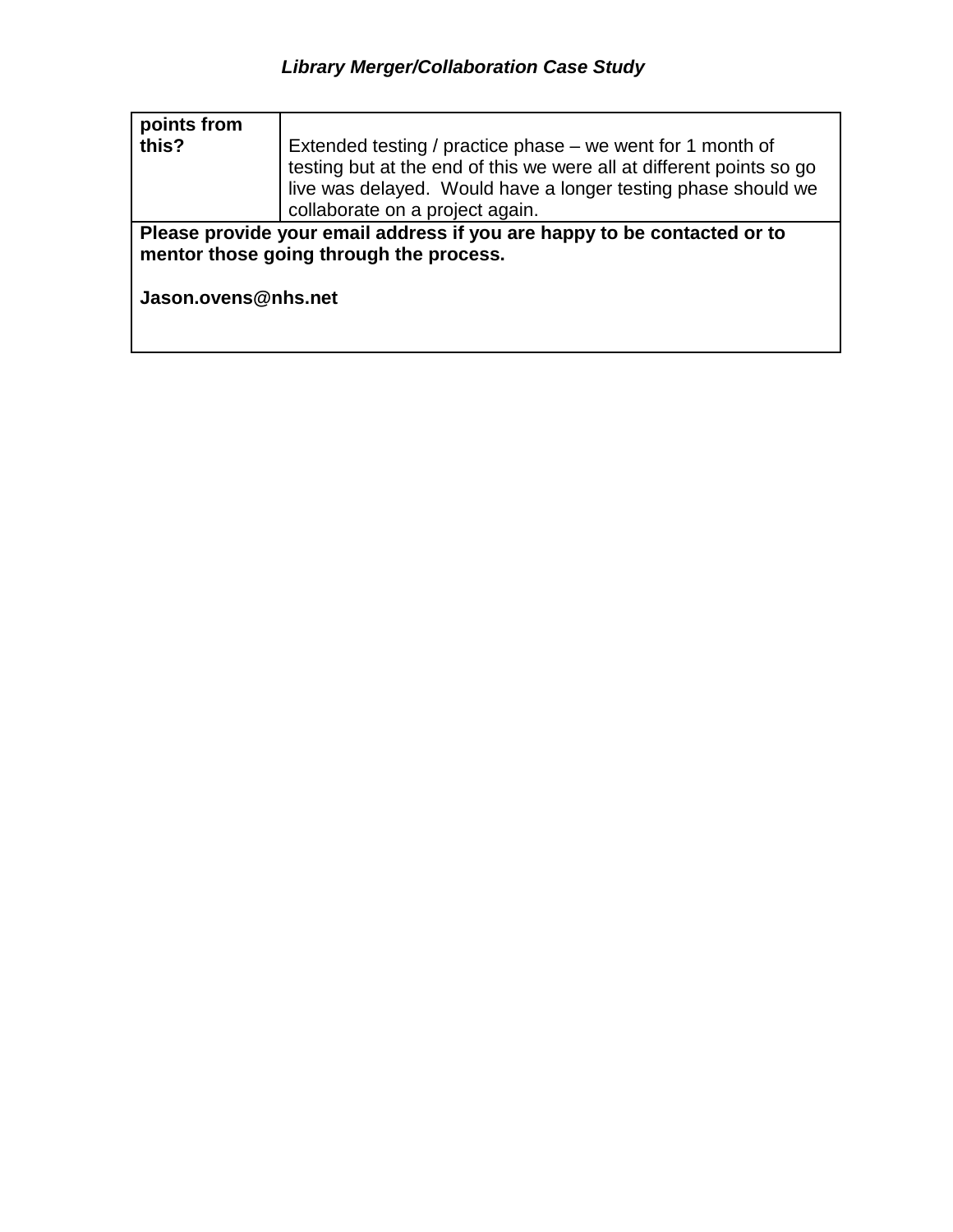| points from this? | Extended testing / practice phase – we went for 1 month of testing but at the end of this we were all at different points so go live was delayed. Would have a longer testing phase should we collaborate on a project again. |
|---|---|
| **Please provide your email address if you are happy to be contacted or to mentor those going through the process.**<br><br>**Jason.ovens@nhs.net** | |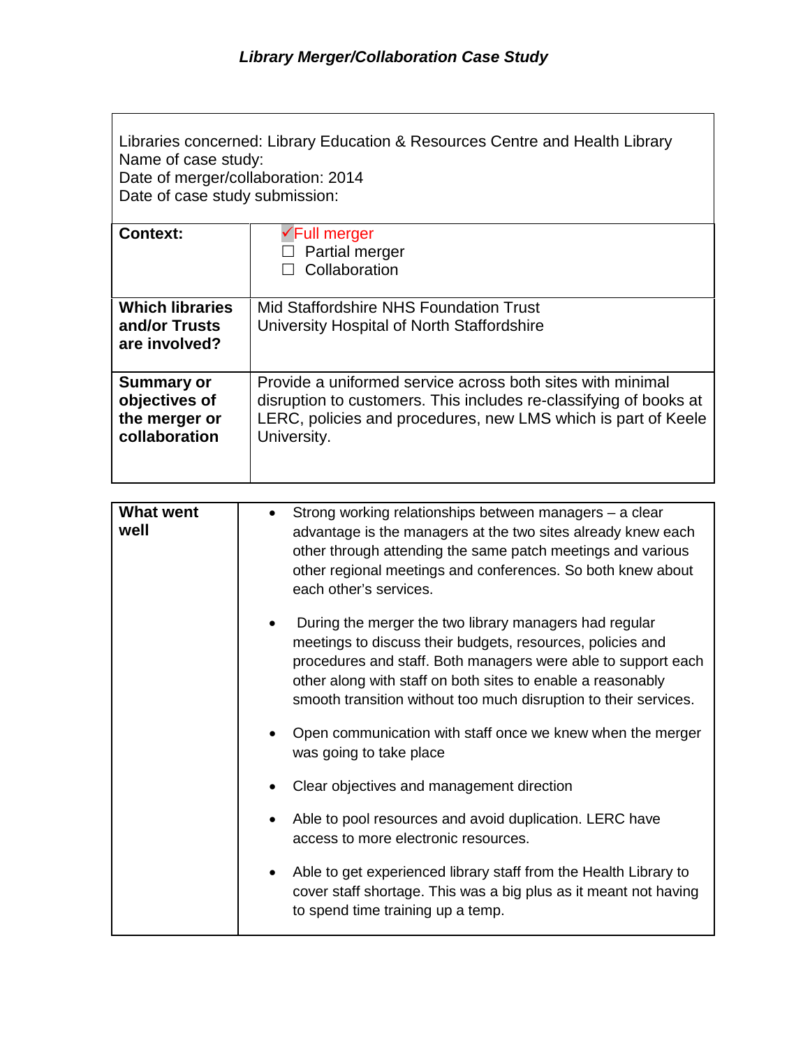### *Library Merger/Collaboration Case Study*

| Libraries concerned: Library Education & Resources Centre and Health Library<br>Name of case study:<br>Date of merger/collaboration: 2014<br>Date of case study submission: | |
|---|---|
| **Context:** | ✓Full merger<br>☐ Partial merger<br>☐ Collaboration |
| **Which libraries and/or Trusts are involved?** | Mid Staffordshire NHS Foundation Trust<br>University Hospital of North Staffordshire |
| **Summary or objectives of the merger or collaboration** | Provide a uniformed service across both sites with minimal disruption to customers. This includes re-classifying of books at LERC, policies and procedures, new LMS which is part of Keele University. |

| **What went well** | |
|---|---|
| | • Strong working relationships between managers – a clear advantage is the managers at the two sites already knew each other through attending the same patch meetings and various other regional meetings and conferences. So both knew about each other's services.<br><br>• During the merger the two library managers had regular meetings to discuss their budgets, resources, policies and procedures and staff. Both managers were able to support each other along with staff on both sites to enable a reasonably smooth transition without too much disruption to their services.<br><br>• Open communication with staff once we knew when the merger was going to take place<br><br>• Clear objectives and management direction<br><br>• Able to pool resources and avoid duplication. LERC have access to more electronic resources.<br><br>• Able to get experienced library staff from the Health Library to cover staff shortage. This was a big plus as it meant not having to spend time training up a temp. |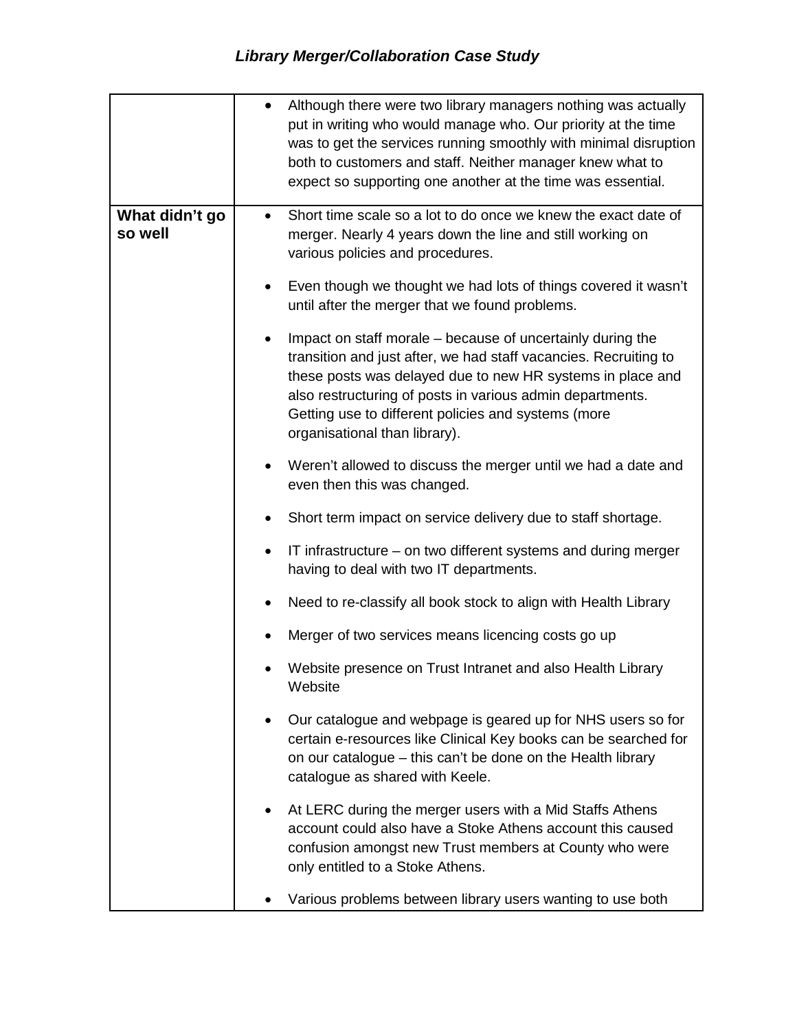| | |
|---|---|
| | • Although there were two library managers nothing was actually put in writing who would manage who. Our priority at the time was to get the services running smoothly with minimal disruption both to customers and staff. Neither manager knew what to expect so supporting one another at the time was essential. |
| **What didn't go so well** | • Short time scale so a lot to do once we knew the exact date of merger. Nearly 4 years down the line and still working on various policies and procedures.<br><br>• Even though we thought we had lots of things covered it wasn't until after the merger that we found problems.<br><br>• Impact on staff morale – because of uncertainly during the transition and just after, we had staff vacancies. Recruiting to these posts was delayed due to new HR systems in place and also restructuring of posts in various admin departments. Getting use to different policies and systems (more organisational than library).<br><br>• Weren't allowed to discuss the merger until we had a date and even then this was changed.<br><br>• Short term impact on service delivery due to staff shortage.<br><br>• IT infrastructure – on two different systems and during merger having to deal with two IT departments.<br><br>• Need to re-classify all book stock to align with Health Library<br><br>• Merger of two services means licencing costs go up<br><br>• Website presence on Trust Intranet and also Health Library Website<br><br>• Our catalogue and webpage is geared up for NHS users so for certain e-resources like Clinical Key books can be searched for on our catalogue – this can't be done on the Health library catalogue as shared with Keele.<br><br>• At LERC during the merger users with a Mid Staffs Athens account could also have a Stoke Athens account this caused confusion amongst new Trust members at County who were only entitled to a Stoke Athens.<br><br>• Various problems between library users wanting to use both |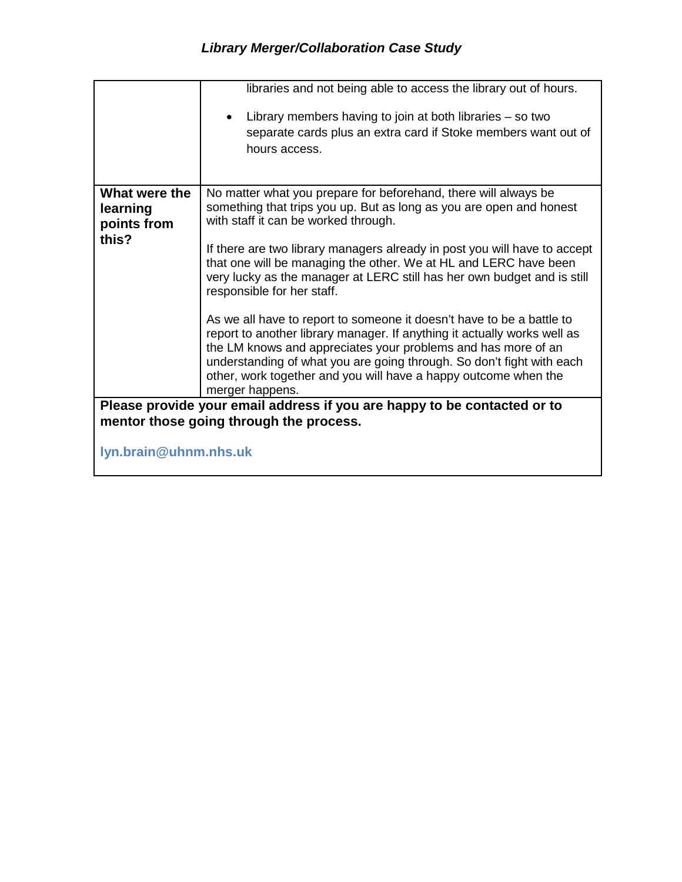| | |
|---|---|
| | libraries and not being able to access the library out of hours.<br><br>• Library members having to join at both libraries – so two separate cards plus an extra card if Stoke members want out of hours access. |
| **What were the learning points from this?** | No matter what you prepare for beforehand, there will always be something that trips you up. But as long as you are open and honest with staff it can be worked through.<br><br>If there are two library managers already in post you will have to accept that one will be managing the other. We at HL and LERC have been very lucky as the manager at LERC still has her own budget and is still responsible for her staff.<br><br>As we all have to report to someone it doesn't have to be a battle to report to another library manager. If anything it actually works well as the LM knows and appreciates your problems and has more of an understanding of what you are going through. So don't fight with each other, work together and you will have a happy outcome when the merger happens. |

**Please provide your email address if you are happy to be contacted or to mentor those going through the process.**

**lyn.brain@uhnm.nhs.uk**